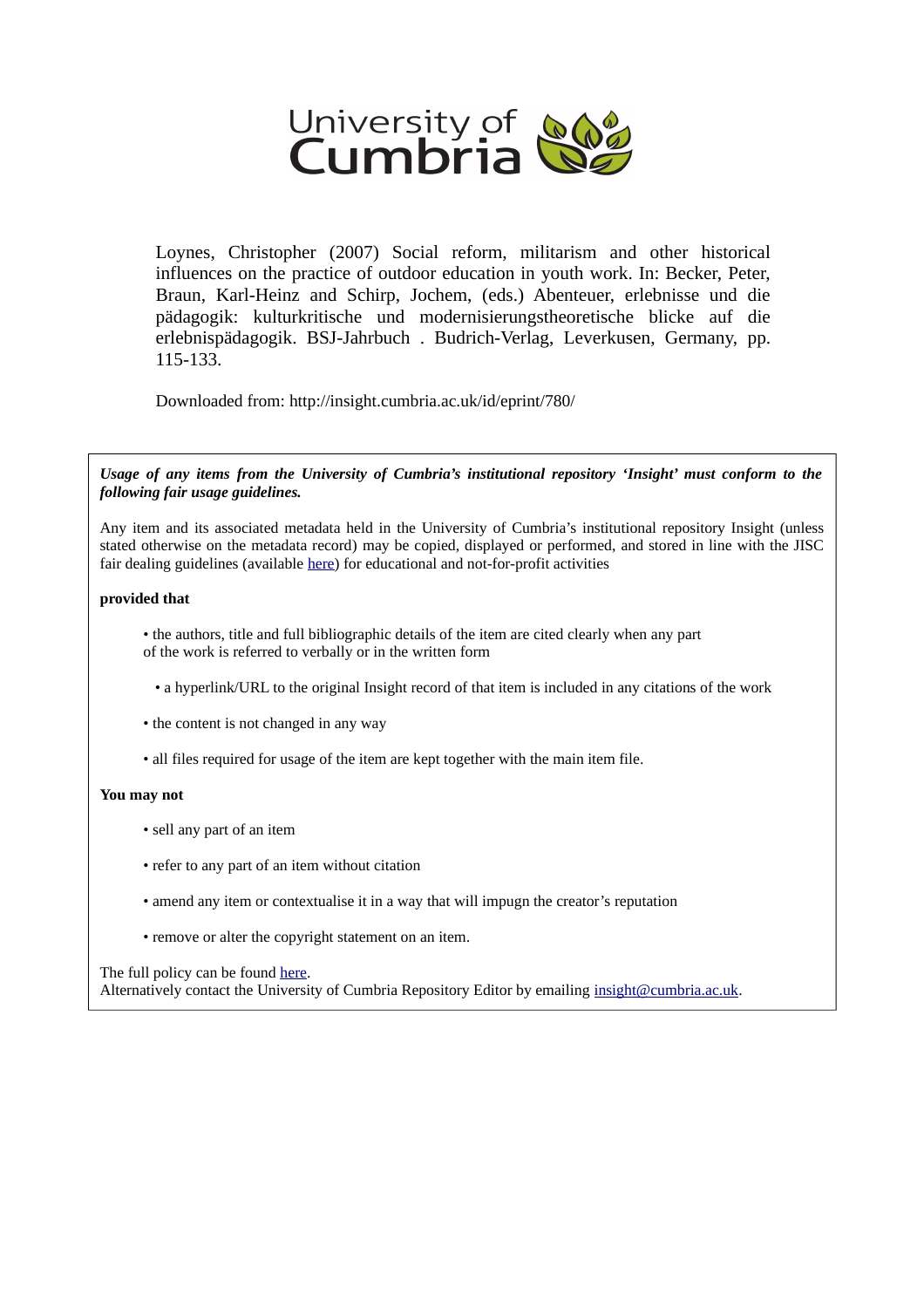University of Cumbria

Loynes, Christopher (2007) Social reform, militarism and other historical influences on the practice of outdoor education in youth work. In: Becker, Peter, Braun, Karl-Heinz and Schirp, Jochem, (eds.) Abenteuer, erlebnisse und die pädagogik: kulturkritische und modernisierungstheoretische blicke auf die erlebnispädagogik. BSJ-Jahrbuch . Budrich-Verlag, Leverkusen, Germany, pp. 115-133.

Downloaded from: http://insight.cumbria.ac.uk/id/eprint/780/

***Usage of any items from the University of Cumbria's institutional repository 'Insight' must conform to the following fair usage guidelines.***

Any item and its associated metadata held in the University of Cumbria's institutional repository Insight (unless stated otherwise on the metadata record) may be copied, displayed or performed, and stored in line with the JISC fair dealing guidelines (available here) for educational and not-for-profit activities

**provided that**

- the authors, title and full bibliographic details of the item are cited clearly when any part of the work is referred to verbally or in the written form
- a hyperlink/URL to the original Insight record of that item is included in any citations of the work
- the content is not changed in any way
- all files required for usage of the item are kept together with the main item file.

**You may not**

- sell any part of an item
- refer to any part of an item without citation
- amend any item or contextualise it in a way that will impugn the creator's reputation
- remove or alter the copyright statement on an item.

The full policy can be found here.
Alternatively contact the University of Cumbria Repository Editor by emailing insight@cumbria.ac.uk.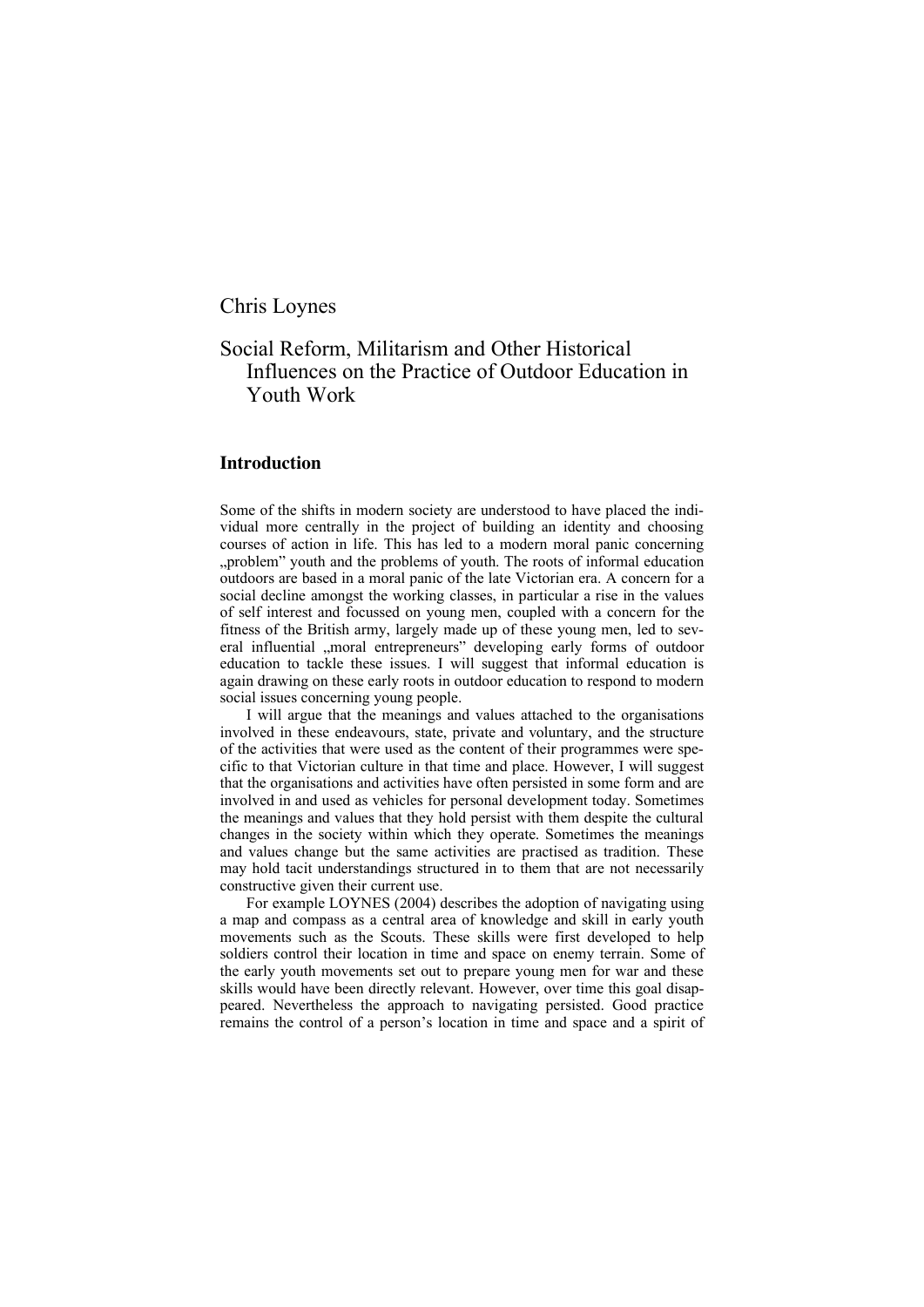Chris Loynes

# Social Reform, Militarism and Other Historical Influences on the Practice of Outdoor Education in Youth Work

## Introduction

Some of the shifts in modern society are understood to have placed the individual more centrally in the project of building an identity and choosing courses of action in life. This has led to a modern moral panic concerning „problem" youth and the problems of youth. The roots of informal education outdoors are based in a moral panic of the late Victorian era. A concern for a social decline amongst the working classes, in particular a rise in the values of self interest and focussed on young men, coupled with a concern for the fitness of the British army, largely made up of these young men, led to several influential „moral entrepreneurs" developing early forms of outdoor education to tackle these issues. I will suggest that informal education is again drawing on these early roots in outdoor education to respond to modern social issues concerning young people.

I will argue that the meanings and values attached to the organisations involved in these endeavours, state, private and voluntary, and the structure of the activities that were used as the content of their programmes were specific to that Victorian culture in that time and place. However, I will suggest that the organisations and activities have often persisted in some form and are involved in and used as vehicles for personal development today. Sometimes the meanings and values that they hold persist with them despite the cultural changes in the society within which they operate. Sometimes the meanings and values change but the same activities are practised as tradition. These may hold tacit understandings structured in to them that are not necessarily constructive given their current use.

For example LOYNES (2004) describes the adoption of navigating using a map and compass as a central area of knowledge and skill in early youth movements such as the Scouts. These skills were first developed to help soldiers control their location in time and space on enemy terrain. Some of the early youth movements set out to prepare young men for war and these skills would have been directly relevant. However, over time this goal disappeared. Nevertheless the approach to navigating persisted. Good practice remains the control of a person's location in time and space and a spirit of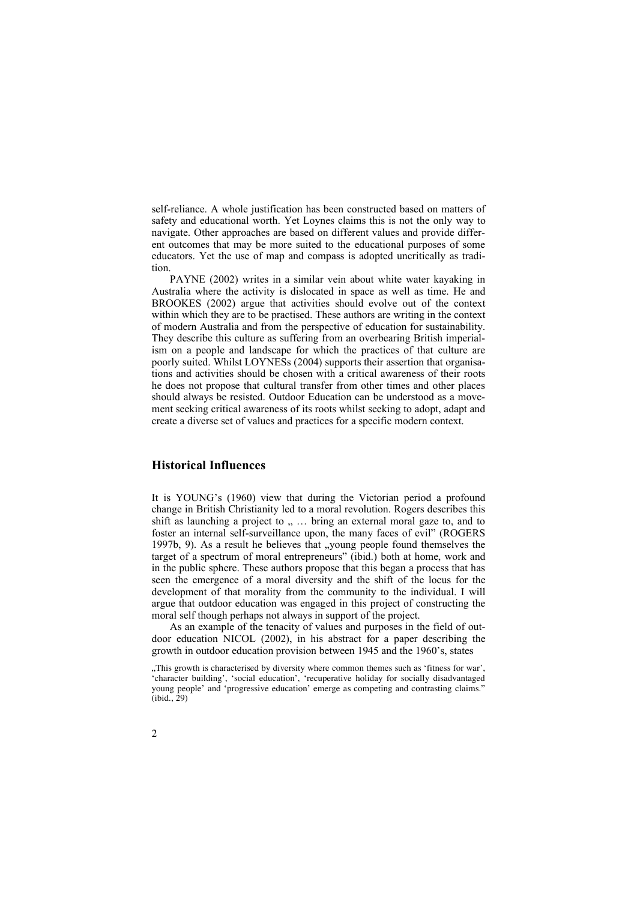self-reliance. A whole justification has been constructed based on matters of safety and educational worth. Yet Loynes claims this is not the only way to navigate. Other approaches are based on different values and provide different outcomes that may be more suited to the educational purposes of some educators. Yet the use of map and compass is adopted uncritically as tradition.

PAYNE (2002) writes in a similar vein about white water kayaking in Australia where the activity is dislocated in space as well as time. He and BROOKES (2002) argue that activities should evolve out of the context within which they are to be practised. These authors are writing in the context of modern Australia and from the perspective of education for sustainability. They describe this culture as suffering from an overbearing British imperialism on a people and landscape for which the practices of that culture are poorly suited. Whilst LOYNESs (2004) supports their assertion that organisations and activities should be chosen with a critical awareness of their roots he does not propose that cultural transfer from other times and other places should always be resisted. Outdoor Education can be understood as a movement seeking critical awareness of its roots whilst seeking to adopt, adapt and create a diverse set of values and practices for a specific modern context.

## Historical Influences

It is YOUNG's (1960) view that during the Victorian period a profound change in British Christianity led to a moral revolution. Rogers describes this shift as launching a project to „ … bring an external moral gaze to, and to foster an internal self-surveillance upon, the many faces of evil" (ROGERS 1997b, 9). As a result he believes that „young people found themselves the target of a spectrum of moral entrepreneurs" (ibid.) both at home, work and in the public sphere. These authors propose that this began a process that has seen the emergence of a moral diversity and the shift of the locus for the development of that morality from the community to the individual. I will argue that outdoor education was engaged in this project of constructing the moral self though perhaps not always in support of the project.

As an example of the tenacity of values and purposes in the field of outdoor education NICOL (2002), in his abstract for a paper describing the growth in outdoor education provision between 1945 and the 1960's, states

> „This growth is characterised by diversity where common themes such as 'fitness for war', 'character building', 'social education', 'recuperative holiday for socially disadvantaged young people' and 'progressive education' emerge as competing and contrasting claims." (ibid., 29)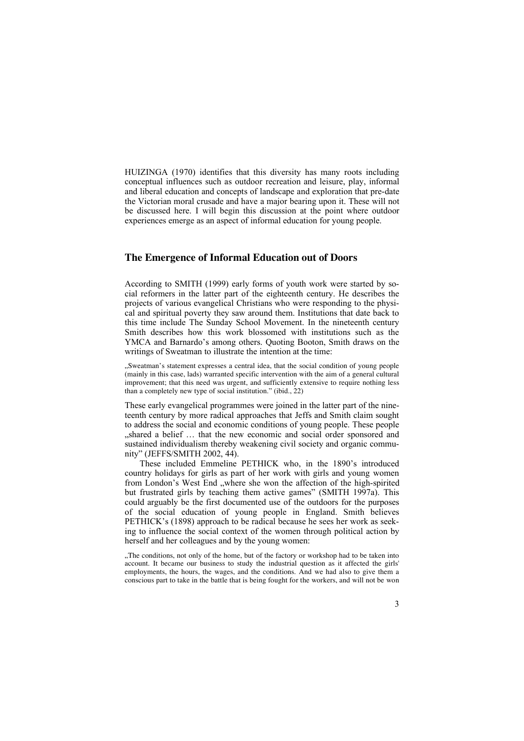HUIZINGA (1970) identifies that this diversity has many roots including conceptual influences such as outdoor recreation and leisure, play, informal and liberal education and concepts of landscape and exploration that pre-date the Victorian moral crusade and have a major bearing upon it. These will not be discussed here. I will begin this discussion at the point where outdoor experiences emerge as an aspect of informal education for young people.

## The Emergence of Informal Education out of Doors

According to SMITH (1999) early forms of youth work were started by social reformers in the latter part of the eighteenth century. He describes the projects of various evangelical Christians who were responding to the physical and spiritual poverty they saw around them. Institutions that date back to this time include The Sunday School Movement. In the nineteenth century Smith describes how this work blossomed with institutions such as the YMCA and Barnardo's among others. Quoting Booton, Smith draws on the writings of Sweatman to illustrate the intention at the time:

> „Sweatman's statement expresses a central idea, that the social condition of young people (mainly in this case, lads) warranted specific intervention with the aim of a general cultural improvement; that this need was urgent, and sufficiently extensive to require nothing less than a completely new type of social institution." (ibid., 22)

These early evangelical programmes were joined in the latter part of the nineteenth century by more radical approaches that Jeffs and Smith claim sought to address the social and economic conditions of young people. These people „shared a belief … that the new economic and social order sponsored and sustained individualism thereby weakening civil society and organic community" (JEFFS/SMITH 2002, 44).

These included Emmeline PETHICK who, in the 1890's introduced country holidays for girls as part of her work with girls and young women from London's West End „where she won the affection of the high-spirited but frustrated girls by teaching them active games" (SMITH 1997a). This could arguably be the first documented use of the outdoors for the purposes of the social education of young people in England. Smith believes PETHICK's (1898) approach to be radical because he sees her work as seeking to influence the social context of the women through political action by herself and her colleagues and by the young women:

> „The conditions, not only of the home, but of the factory or workshop had to be taken into account. It became our business to study the industrial question as it affected the girls' employments, the hours, the wages, and the conditions. And we had also to give them a conscious part to take in the battle that is being fought for the workers, and will not be won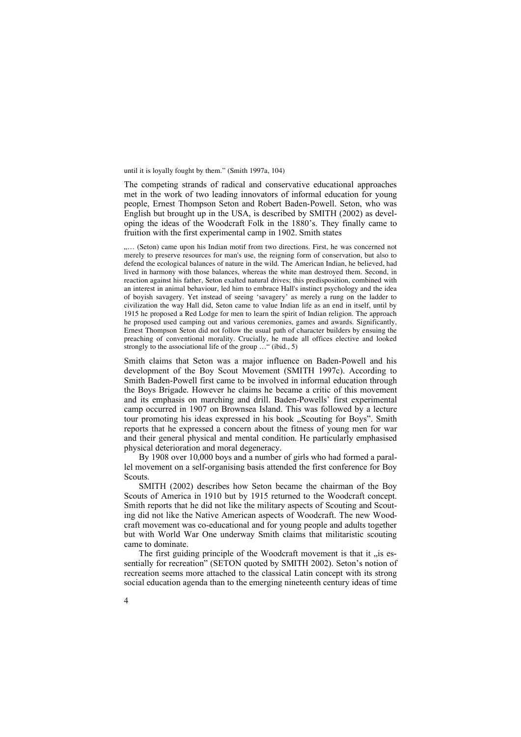until it is loyally fought by them." (Smith 1997a, 104)

The competing strands of radical and conservative educational approaches met in the work of two leading innovators of informal education for young people, Ernest Thompson Seton and Robert Baden-Powell. Seton, who was English but brought up in the USA, is described by SMITH (2002) as developing the ideas of the Woodcraft Folk in the 1880's. They finally came to fruition with the first experimental camp in 1902. Smith states

„… (Seton) came upon his Indian motif from two directions. First, he was concerned not merely to preserve resources for man's use, the reigning form of conservation, but also to defend the ecological balances of nature in the wild. The American Indian, he believed, had lived in harmony with those balances, whereas the white man destroyed them. Second, in reaction against his father, Seton exalted natural drives; this predisposition, combined with an interest in animal behaviour, led him to embrace Hall's instinct psychology and the idea of boyish savagery. Yet instead of seeing 'savagery' as merely a rung on the ladder to civilization the way Hall did, Seton came to value Indian life as an end in itself, until by 1915 he proposed a Red Lodge for men to learn the spirit of Indian religion. The approach he proposed used camping out and various ceremonies, games and awards. Significantly, Ernest Thompson Seton did not follow the usual path of character builders by ensuing the preaching of conventional morality. Crucially, he made all offices elective and looked strongly to the associational life of the group …" (ibid., 5)

Smith claims that Seton was a major influence on Baden-Powell and his development of the Boy Scout Movement (SMITH 1997c). According to Smith Baden-Powell first came to be involved in informal education through the Boys Brigade. However he claims he became a critic of this movement and its emphasis on marching and drill. Baden-Powells' first experimental camp occurred in 1907 on Brownsea Island. This was followed by a lecture tour promoting his ideas expressed in his book „Scouting for Boys". Smith reports that he expressed a concern about the fitness of young men for war and their general physical and mental condition. He particularly emphasised physical deterioration and moral degeneracy.

By 1908 over 10,000 boys and a number of girls who had formed a parallel movement on a self-organising basis attended the first conference for Boy Scouts.

SMITH (2002) describes how Seton became the chairman of the Boy Scouts of America in 1910 but by 1915 returned to the Woodcraft concept. Smith reports that he did not like the military aspects of Scouting and Scouting did not like the Native American aspects of Woodcraft. The new Woodcraft movement was co-educational and for young people and adults together but with World War One underway Smith claims that militaristic scouting came to dominate.

The first guiding principle of the Woodcraft movement is that it „is essentially for recreation" (SETON quoted by SMITH 2002). Seton's notion of recreation seems more attached to the classical Latin concept with its strong social education agenda than to the emerging nineteenth century ideas of time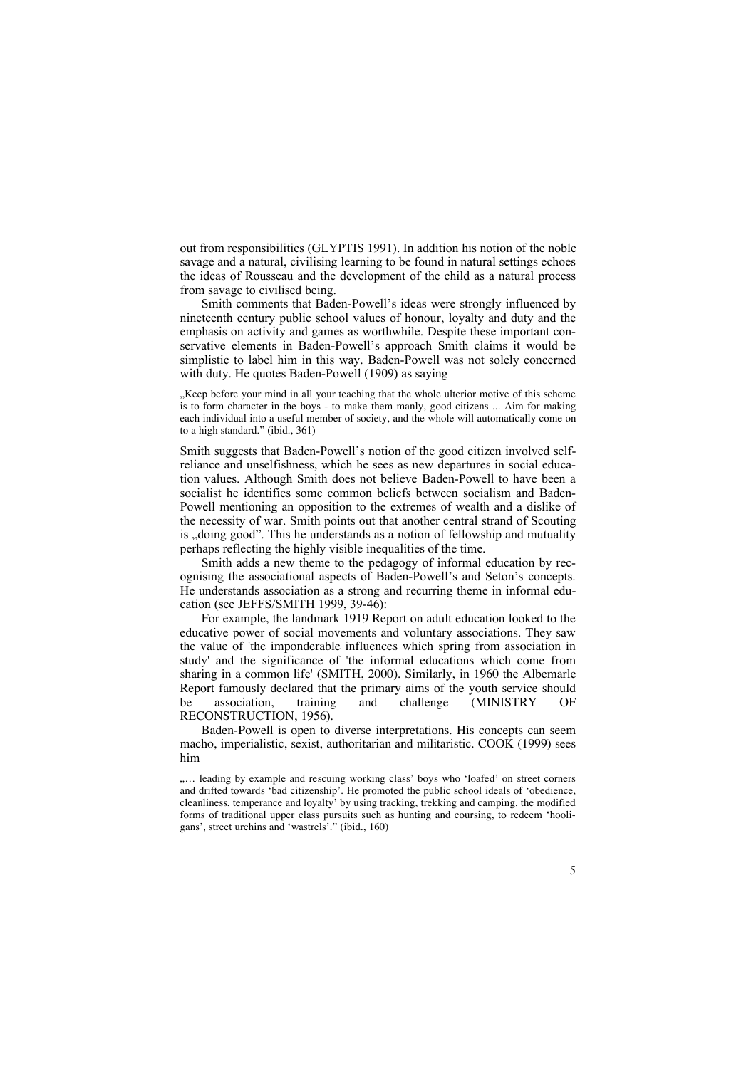out from responsibilities (GLYPTIS 1991). In addition his notion of the noble savage and a natural, civilising learning to be found in natural settings echoes the ideas of Rousseau and the development of the child as a natural process from savage to civilised being.

Smith comments that Baden-Powell's ideas were strongly influenced by nineteenth century public school values of honour, loyalty and duty and the emphasis on activity and games as worthwhile. Despite these important conservative elements in Baden-Powell's approach Smith claims it would be simplistic to label him in this way. Baden-Powell was not solely concerned with duty. He quotes Baden-Powell (1909) as saying

> „Keep before your mind in all your teaching that the whole ulterior motive of this scheme is to form character in the boys - to make them manly, good citizens ... Aim for making each individual into a useful member of society, and the whole will automatically come on to a high standard." (ibid., 361)

Smith suggests that Baden-Powell's notion of the good citizen involved self-reliance and unselfishness, which he sees as new departures in social education values. Although Smith does not believe Baden-Powell to have been a socialist he identifies some common beliefs between socialism and Baden-Powell mentioning an opposition to the extremes of wealth and a dislike of the necessity of war. Smith points out that another central strand of Scouting is „doing good". This he understands as a notion of fellowship and mutuality perhaps reflecting the highly visible inequalities of the time.

Smith adds a new theme to the pedagogy of informal education by recognising the associational aspects of Baden-Powell's and Seton's concepts. He understands association as a strong and recurring theme in informal education (see JEFFS/SMITH 1999, 39-46):

For example, the landmark 1919 Report on adult education looked to the educative power of social movements and voluntary associations. They saw the value of 'the imponderable influences which spring from association in study' and the significance of 'the informal educations which come from sharing in a common life' (SMITH, 2000). Similarly, in 1960 the Albemarle Report famously declared that the primary aims of the youth service should be association, training and challenge (MINISTRY OF RECONSTRUCTION, 1956).

Baden-Powell is open to diverse interpretations. His concepts can seem macho, imperialistic, sexist, authoritarian and militaristic. COOK (1999) sees him

> „… leading by example and rescuing working class' boys who 'loafed' on street corners and drifted towards 'bad citizenship'. He promoted the public school ideals of 'obedience, cleanliness, temperance and loyalty' by using tracking, trekking and camping, the modified forms of traditional upper class pursuits such as hunting and coursing, to redeem 'hooligans', street urchins and 'wastrels'." (ibid., 160)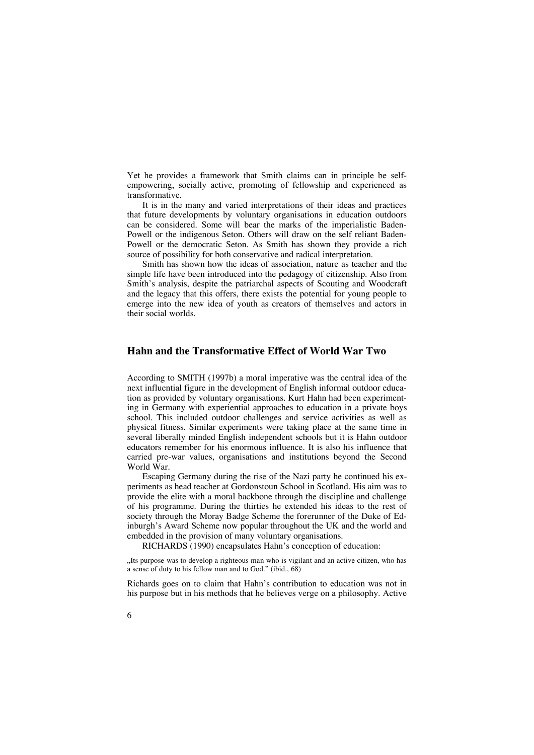Yet he provides a framework that Smith claims can in principle be self-empowering, socially active, promoting of fellowship and experienced as transformative.

It is in the many and varied interpretations of their ideas and practices that future developments by voluntary organisations in education outdoors can be considered. Some will bear the marks of the imperialistic Baden-Powell or the indigenous Seton. Others will draw on the self reliant Baden-Powell or the democratic Seton. As Smith has shown they provide a rich source of possibility for both conservative and radical interpretation.

Smith has shown how the ideas of association, nature as teacher and the simple life have been introduced into the pedagogy of citizenship. Also from Smith's analysis, despite the patriarchal aspects of Scouting and Woodcraft and the legacy that this offers, there exists the potential for young people to emerge into the new idea of youth as creators of themselves and actors in their social worlds.

## Hahn and the Transformative Effect of World War Two

According to SMITH (1997b) a moral imperative was the central idea of the next influential figure in the development of English informal outdoor education as provided by voluntary organisations. Kurt Hahn had been experimenting in Germany with experiential approaches to education in a private boys school. This included outdoor challenges and service activities as well as physical fitness. Similar experiments were taking place at the same time in several liberally minded English independent schools but it is Hahn outdoor educators remember for his enormous influence. It is also his influence that carried pre-war values, organisations and institutions beyond the Second World War.

Escaping Germany during the rise of the Nazi party he continued his experiments as head teacher at Gordonstoun School in Scotland. His aim was to provide the elite with a moral backbone through the discipline and challenge of his programme. During the thirties he extended his ideas to the rest of society through the Moray Badge Scheme the forerunner of the Duke of Edinburgh's Award Scheme now popular throughout the UK and the world and embedded in the provision of many voluntary organisations.

RICHARDS (1990) encapsulates Hahn's conception of education:

> „Its purpose was to develop a righteous man who is vigilant and an active citizen, who has a sense of duty to his fellow man and to God." (ibid., 68)

Richards goes on to claim that Hahn's contribution to education was not in his purpose but in his methods that he believes verge on a philosophy. Active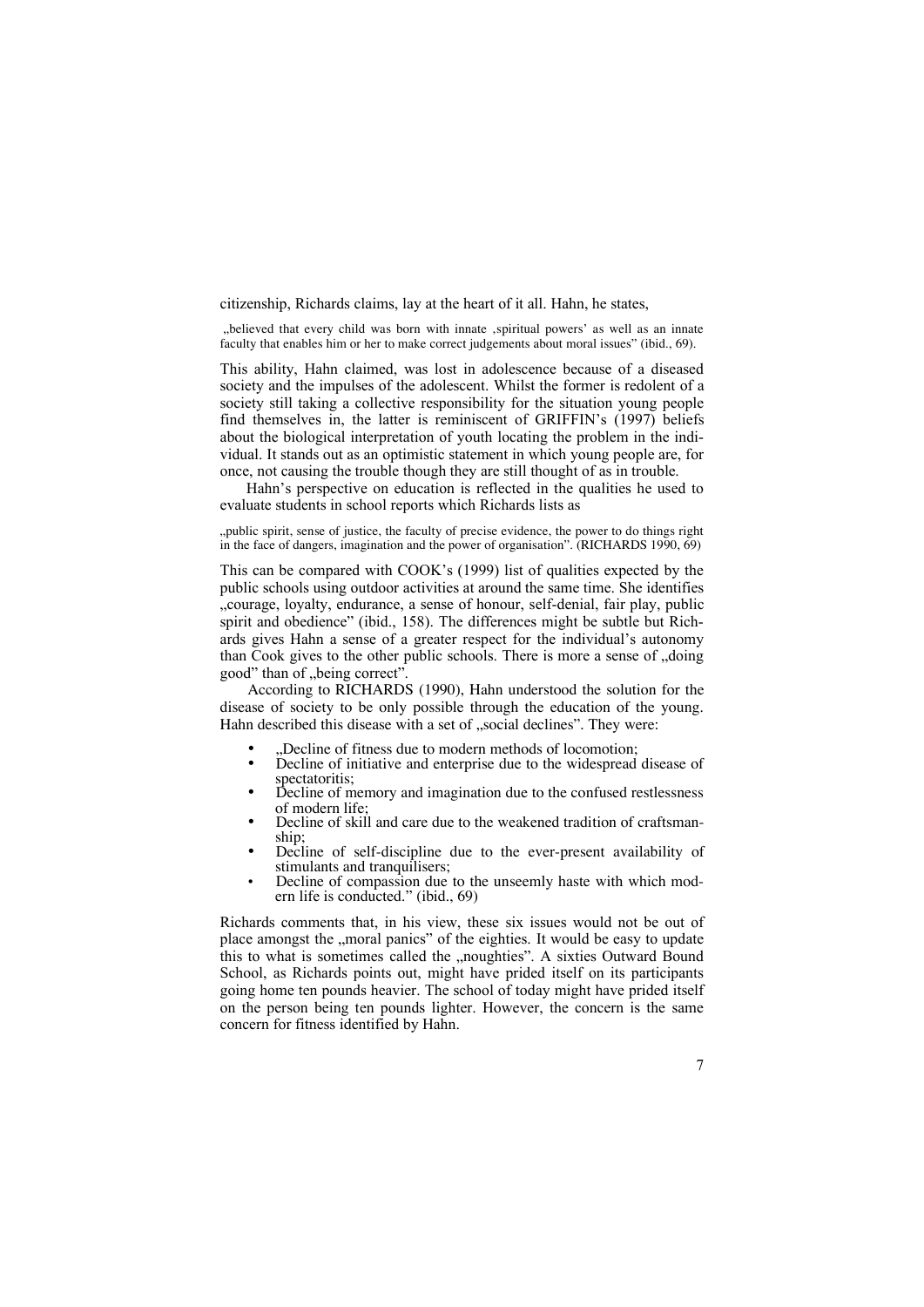citizenship, Richards claims, lay at the heart of it all. Hahn, he states,

> „believed that every child was born with innate ‚spiritual powers' as well as an innate faculty that enables him or her to make correct judgements about moral issues" (ibid., 69).

This ability, Hahn claimed, was lost in adolescence because of a diseased society and the impulses of the adolescent. Whilst the former is redolent of a society still taking a collective responsibility for the situation young people find themselves in, the latter is reminiscent of GRIFFIN's (1997) beliefs about the biological interpretation of youth locating the problem in the individual. It stands out as an optimistic statement in which young people are, for once, not causing the trouble though they are still thought of as in trouble.

Hahn's perspective on education is reflected in the qualities he used to evaluate students in school reports which Richards lists as

> „public spirit, sense of justice, the faculty of precise evidence, the power to do things right in the face of dangers, imagination and the power of organisation". (RICHARDS 1990, 69)

This can be compared with COOK's (1999) list of qualities expected by the public schools using outdoor activities at around the same time. She identifies „courage, loyalty, endurance, a sense of honour, self-denial, fair play, public spirit and obedience" (ibid., 158). The differences might be subtle but Richards gives Hahn a sense of a greater respect for the individual's autonomy than Cook gives to the other public schools. There is more a sense of „doing good" than of „being correct".

According to RICHARDS (1990), Hahn understood the solution for the disease of society to be only possible through the education of the young. Hahn described this disease with a set of „social declines". They were:

- „Decline of fitness due to modern methods of locomotion;
- Decline of initiative and enterprise due to the widespread disease of spectatoritis;
- Decline of memory and imagination due to the confused restlessness of modern life;
- Decline of skill and care due to the weakened tradition of craftsmanship;
- Decline of self-discipline due to the ever-present availability of stimulants and tranquilisers;
- Decline of compassion due to the unseemly haste with which modern life is conducted." (ibid., 69)

Richards comments that, in his view, these six issues would not be out of place amongst the „moral panics" of the eighties. It would be easy to update this to what is sometimes called the „noughties". A sixties Outward Bound School, as Richards points out, might have prided itself on its participants going home ten pounds heavier. The school of today might have prided itself on the person being ten pounds lighter. However, the concern is the same concern for fitness identified by Hahn.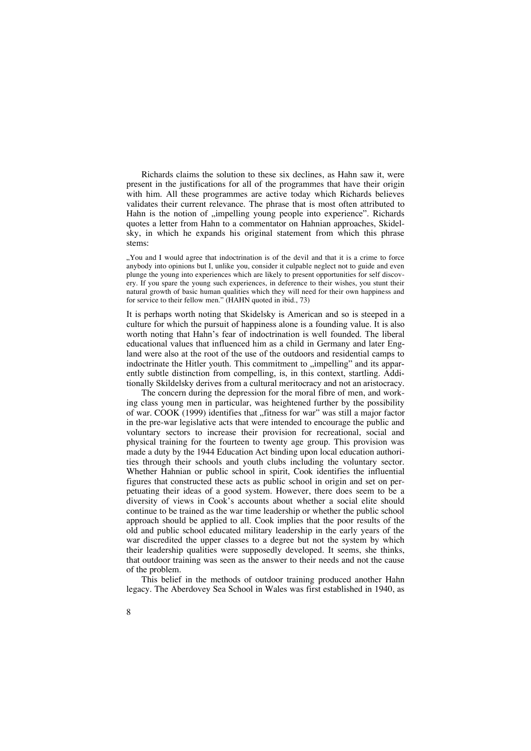Richards claims the solution to these six declines, as Hahn saw it, were present in the justifications for all of the programmes that have their origin with him. All these programmes are active today which Richards believes validates their current relevance. The phrase that is most often attributed to Hahn is the notion of „impelling young people into experience". Richards quotes a letter from Hahn to a commentator on Hahnian approaches, Skidelsky, in which he expands his original statement from which this phrase stems:

> „You and I would agree that indoctrination is of the devil and that it is a crime to force anybody into opinions but I, unlike you, consider it culpable neglect not to guide and even plunge the young into experiences which are likely to present opportunities for self discovery. If you spare the young such experiences, in deference to their wishes, you stunt their natural growth of basic human qualities which they will need for their own happiness and for service to their fellow men." (HAHN quoted in ibid., 73)

It is perhaps worth noting that Skidelsky is American and so is steeped in a culture for which the pursuit of happiness alone is a founding value. It is also worth noting that Hahn's fear of indoctrination is well founded. The liberal educational values that influenced him as a child in Germany and later England were also at the root of the use of the outdoors and residential camps to indoctrinate the Hitler youth. This commitment to „impelling" and its apparently subtle distinction from compelling, is, in this context, startling. Additionally Skildelsky derives from a cultural meritocracy and not an aristocracy.

The concern during the depression for the moral fibre of men, and working class young men in particular, was heightened further by the possibility of war. COOK (1999) identifies that „fitness for war" was still a major factor in the pre-war legislative acts that were intended to encourage the public and voluntary sectors to increase their provision for recreational, social and physical training for the fourteen to twenty age group. This provision was made a duty by the 1944 Education Act binding upon local education authorities through their schools and youth clubs including the voluntary sector. Whether Hahnian or public school in spirit, Cook identifies the influential figures that constructed these acts as public school in origin and set on perpetuating their ideas of a good system. However, there does seem to be a diversity of views in Cook's accounts about whether a social elite should continue to be trained as the war time leadership or whether the public school approach should be applied to all. Cook implies that the poor results of the old and public school educated military leadership in the early years of the war discredited the upper classes to a degree but not the system by which their leadership qualities were supposedly developed. It seems, she thinks, that outdoor training was seen as the answer to their needs and not the cause of the problem.

This belief in the methods of outdoor training produced another Hahn legacy. The Aberdovey Sea School in Wales was first established in 1940, as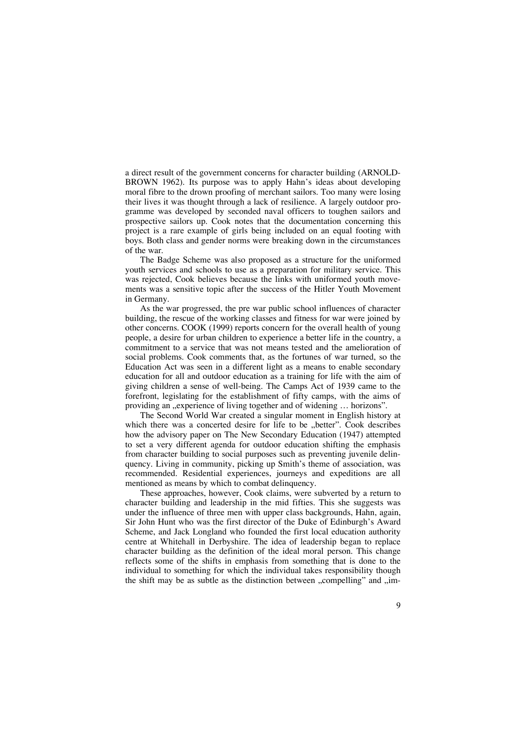a direct result of the government concerns for character building (ARNOLD-BROWN 1962). Its purpose was to apply Hahn's ideas about developing moral fibre to the drown proofing of merchant sailors. Too many were losing their lives it was thought through a lack of resilience. A largely outdoor programme was developed by seconded naval officers to toughen sailors and prospective sailors up. Cook notes that the documentation concerning this project is a rare example of girls being included on an equal footing with boys. Both class and gender norms were breaking down in the circumstances of the war.

The Badge Scheme was also proposed as a structure for the uniformed youth services and schools to use as a preparation for military service. This was rejected, Cook believes because the links with uniformed youth movements was a sensitive topic after the success of the Hitler Youth Movement in Germany.

As the war progressed, the pre war public school influences of character building, the rescue of the working classes and fitness for war were joined by other concerns. COOK (1999) reports concern for the overall health of young people, a desire for urban children to experience a better life in the country, a commitment to a service that was not means tested and the amelioration of social problems. Cook comments that, as the fortunes of war turned, so the Education Act was seen in a different light as a means to enable secondary education for all and outdoor education as a training for life with the aim of giving children a sense of well-being. The Camps Act of 1939 came to the forefront, legislating for the establishment of fifty camps, with the aims of providing an „experience of living together and of widening … horizons".

The Second World War created a singular moment in English history at which there was a concerted desire for life to be „better". Cook describes how the advisory paper on The New Secondary Education (1947) attempted to set a very different agenda for outdoor education shifting the emphasis from character building to social purposes such as preventing juvenile delinquency. Living in community, picking up Smith's theme of association, was recommended. Residential experiences, journeys and expeditions are all mentioned as means by which to combat delinquency.

These approaches, however, Cook claims, were subverted by a return to character building and leadership in the mid fifties. This she suggests was under the influence of three men with upper class backgrounds, Hahn, again, Sir John Hunt who was the first director of the Duke of Edinburgh's Award Scheme, and Jack Longland who founded the first local education authority centre at Whitehall in Derbyshire. The idea of leadership began to replace character building as the definition of the ideal moral person. This change reflects some of the shifts in emphasis from something that is done to the individual to something for which the individual takes responsibility though the shift may be as subtle as the distinction between „compelling" and „im-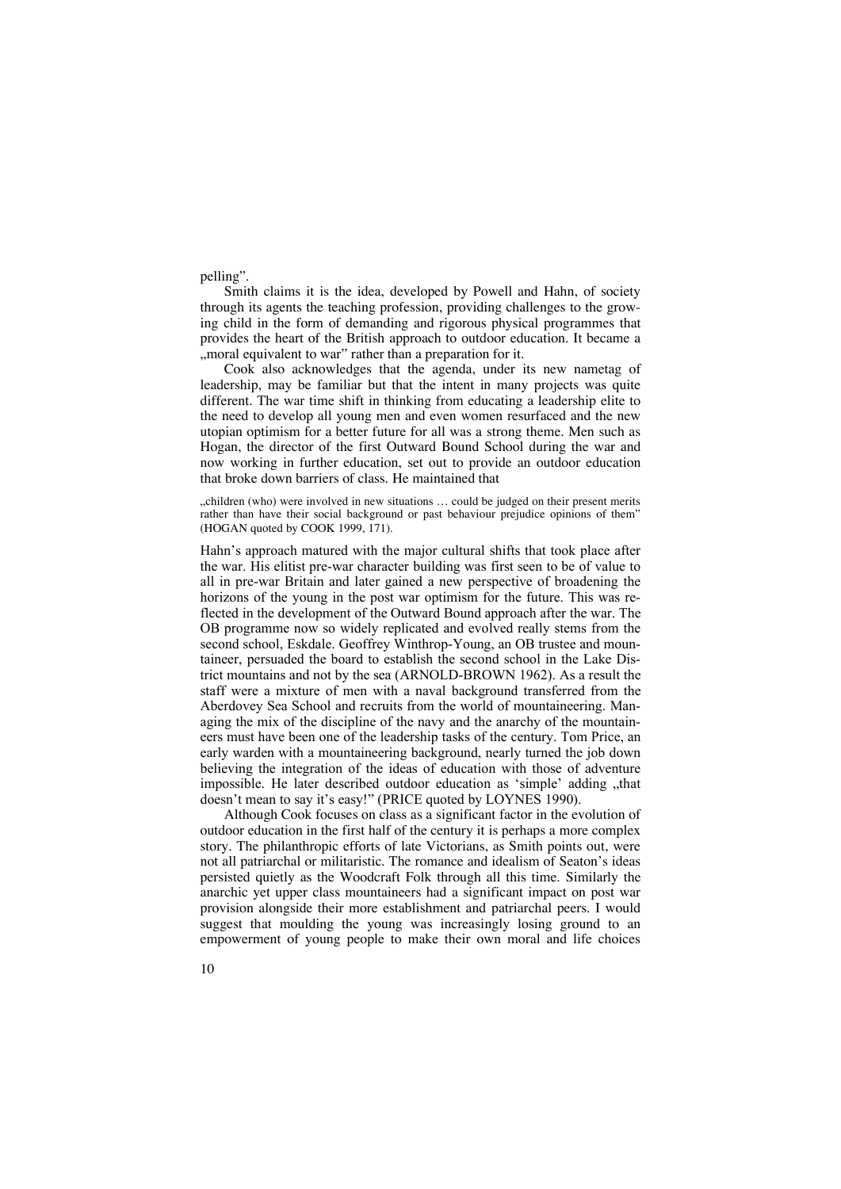pelling".

Smith claims it is the idea, developed by Powell and Hahn, of society through its agents the teaching profession, providing challenges to the growing child in the form of demanding and rigorous physical programmes that provides the heart of the British approach to outdoor education. It became a „moral equivalent to war" rather than a preparation for it.

Cook also acknowledges that the agenda, under its new nametag of leadership, may be familiar but that the intent in many projects was quite different. The war time shift in thinking from educating a leadership elite to the need to develop all young men and even women resurfaced and the new utopian optimism for a better future for all was a strong theme. Men such as Hogan, the director of the first Outward Bound School during the war and now working in further education, set out to provide an outdoor education that broke down barriers of class. He maintained that

> „children (who) were involved in new situations … could be judged on their present merits rather than have their social background or past behaviour prejudice opinions of them" (HOGAN quoted by COOK 1999, 171).

Hahn's approach matured with the major cultural shifts that took place after the war. His elitist pre-war character building was first seen to be of value to all in pre-war Britain and later gained a new perspective of broadening the horizons of the young in the post war optimism for the future. This was reflected in the development of the Outward Bound approach after the war. The OB programme now so widely replicated and evolved really stems from the second school, Eskdale. Geoffrey Winthrop-Young, an OB trustee and mountaineer, persuaded the board to establish the second school in the Lake District mountains and not by the sea (ARNOLD-BROWN 1962). As a result the staff were a mixture of men with a naval background transferred from the Aberdovey Sea School and recruits from the world of mountaineering. Managing the mix of the discipline of the navy and the anarchy of the mountaineers must have been one of the leadership tasks of the century. Tom Price, an early warden with a mountaineering background, nearly turned the job down believing the integration of the ideas of education with those of adventure impossible. He later described outdoor education as 'simple' adding „that doesn't mean to say it's easy!" (PRICE quoted by LOYNES 1990).

Although Cook focuses on class as a significant factor in the evolution of outdoor education in the first half of the century it is perhaps a more complex story. The philanthropic efforts of late Victorians, as Smith points out, were not all patriarchal or militaristic. The romance and idealism of Seaton's ideas persisted quietly as the Woodcraft Folk through all this time. Similarly the anarchic yet upper class mountaineers had a significant impact on post war provision alongside their more establishment and patriarchal peers. I would suggest that moulding the young was increasingly losing ground to an empowerment of young people to make their own moral and life choices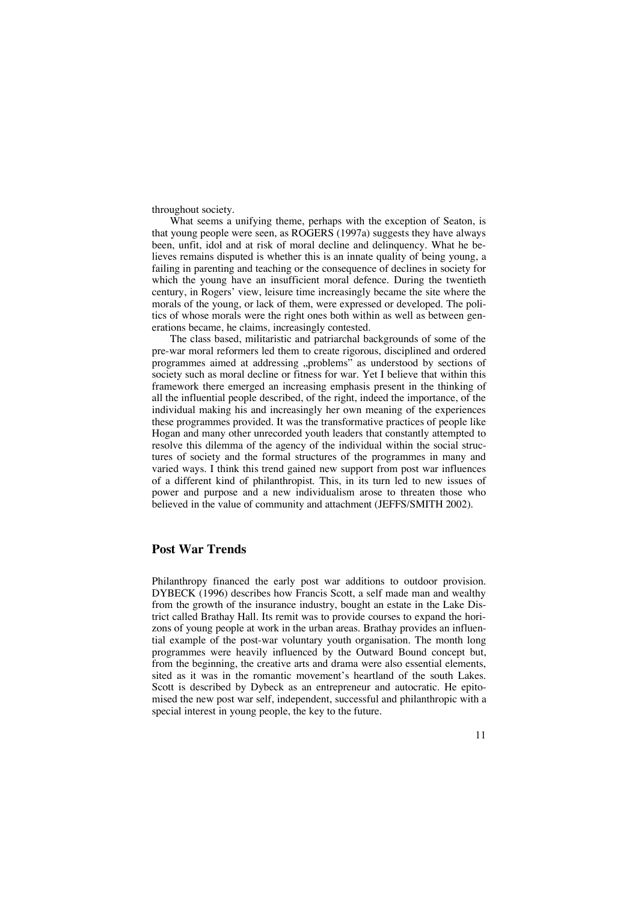throughout society.

What seems a unifying theme, perhaps with the exception of Seaton, is that young people were seen, as ROGERS (1997a) suggests they have always been, unfit, idol and at risk of moral decline and delinquency. What he believes remains disputed is whether this is an innate quality of being young, a failing in parenting and teaching or the consequence of declines in society for which the young have an insufficient moral defence. During the twentieth century, in Rogers' view, leisure time increasingly became the site where the morals of the young, or lack of them, were expressed or developed. The politics of whose morals were the right ones both within as well as between generations became, he claims, increasingly contested.

The class based, militaristic and patriarchal backgrounds of some of the pre-war moral reformers led them to create rigorous, disciplined and ordered programmes aimed at addressing „problems" as understood by sections of society such as moral decline or fitness for war. Yet I believe that within this framework there emerged an increasing emphasis present in the thinking of all the influential people described, of the right, indeed the importance, of the individual making his and increasingly her own meaning of the experiences these programmes provided. It was the transformative practices of people like Hogan and many other unrecorded youth leaders that constantly attempted to resolve this dilemma of the agency of the individual within the social structures of society and the formal structures of the programmes in many and varied ways. I think this trend gained new support from post war influences of a different kind of philanthropist. This, in its turn led to new issues of power and purpose and a new individualism arose to threaten those who believed in the value of community and attachment (JEFFS/SMITH 2002).

## Post War Trends

Philanthropy financed the early post war additions to outdoor provision. DYBECK (1996) describes how Francis Scott, a self made man and wealthy from the growth of the insurance industry, bought an estate in the Lake District called Brathay Hall. Its remit was to provide courses to expand the horizons of young people at work in the urban areas. Brathay provides an influential example of the post-war voluntary youth organisation. The month long programmes were heavily influenced by the Outward Bound concept but, from the beginning, the creative arts and drama were also essential elements, sited as it was in the romantic movement's heartland of the south Lakes. Scott is described by Dybeck as an entrepreneur and autocratic. He epitomised the new post war self, independent, successful and philanthropic with a special interest in young people, the key to the future.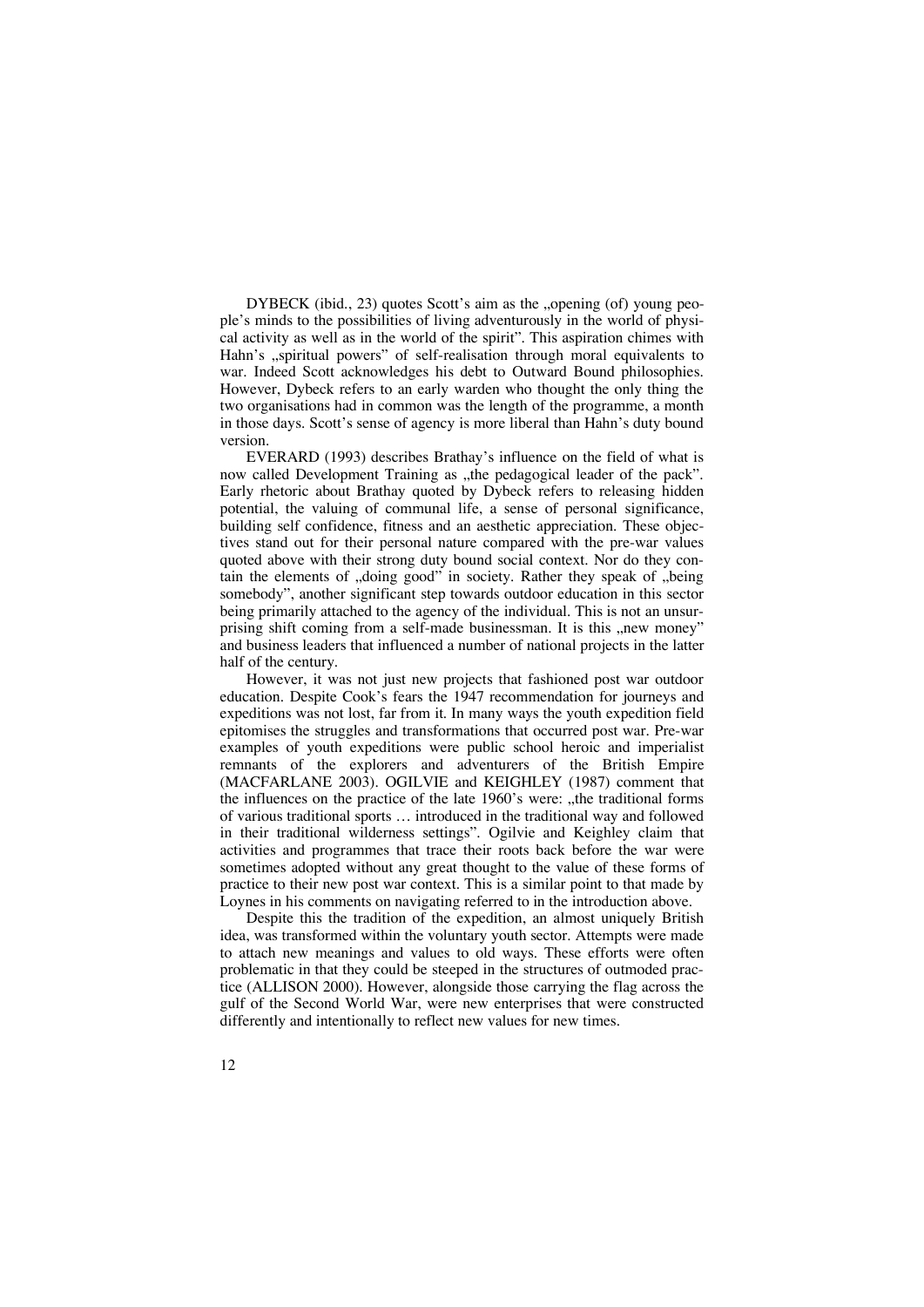DYBECK (ibid., 23) quotes Scott's aim as the „opening (of) young people's minds to the possibilities of living adventurously in the world of physical activity as well as in the world of the spirit". This aspiration chimes with Hahn's „spiritual powers" of self-realisation through moral equivalents to war. Indeed Scott acknowledges his debt to Outward Bound philosophies. However, Dybeck refers to an early warden who thought the only thing the two organisations had in common was the length of the programme, a month in those days. Scott's sense of agency is more liberal than Hahn's duty bound version.

EVERARD (1993) describes Brathay's influence on the field of what is now called Development Training as „the pedagogical leader of the pack". Early rhetoric about Brathay quoted by Dybeck refers to releasing hidden potential, the valuing of communal life, a sense of personal significance, building self confidence, fitness and an aesthetic appreciation. These objectives stand out for their personal nature compared with the pre-war values quoted above with their strong duty bound social context. Nor do they contain the elements of „doing good" in society. Rather they speak of „being somebody", another significant step towards outdoor education in this sector being primarily attached to the agency of the individual. This is not an unsurprising shift coming from a self-made businessman. It is this „new money" and business leaders that influenced a number of national projects in the latter half of the century.

However, it was not just new projects that fashioned post war outdoor education. Despite Cook's fears the 1947 recommendation for journeys and expeditions was not lost, far from it. In many ways the youth expedition field epitomises the struggles and transformations that occurred post war. Pre-war examples of youth expeditions were public school heroic and imperialist remnants of the explorers and adventurers of the British Empire (MACFARLANE 2003). OGILVIE and KEIGHLEY (1987) comment that the influences on the practice of the late 1960's were: „the traditional forms of various traditional sports … introduced in the traditional way and followed in their traditional wilderness settings". Ogilvie and Keighley claim that activities and programmes that trace their roots back before the war were sometimes adopted without any great thought to the value of these forms of practice to their new post war context. This is a similar point to that made by Loynes in his comments on navigating referred to in the introduction above.

Despite this the tradition of the expedition, an almost uniquely British idea, was transformed within the voluntary youth sector. Attempts were made to attach new meanings and values to old ways. These efforts were often problematic in that they could be steeped in the structures of outmoded practice (ALLISON 2000). However, alongside those carrying the flag across the gulf of the Second World War, were new enterprises that were constructed differently and intentionally to reflect new values for new times.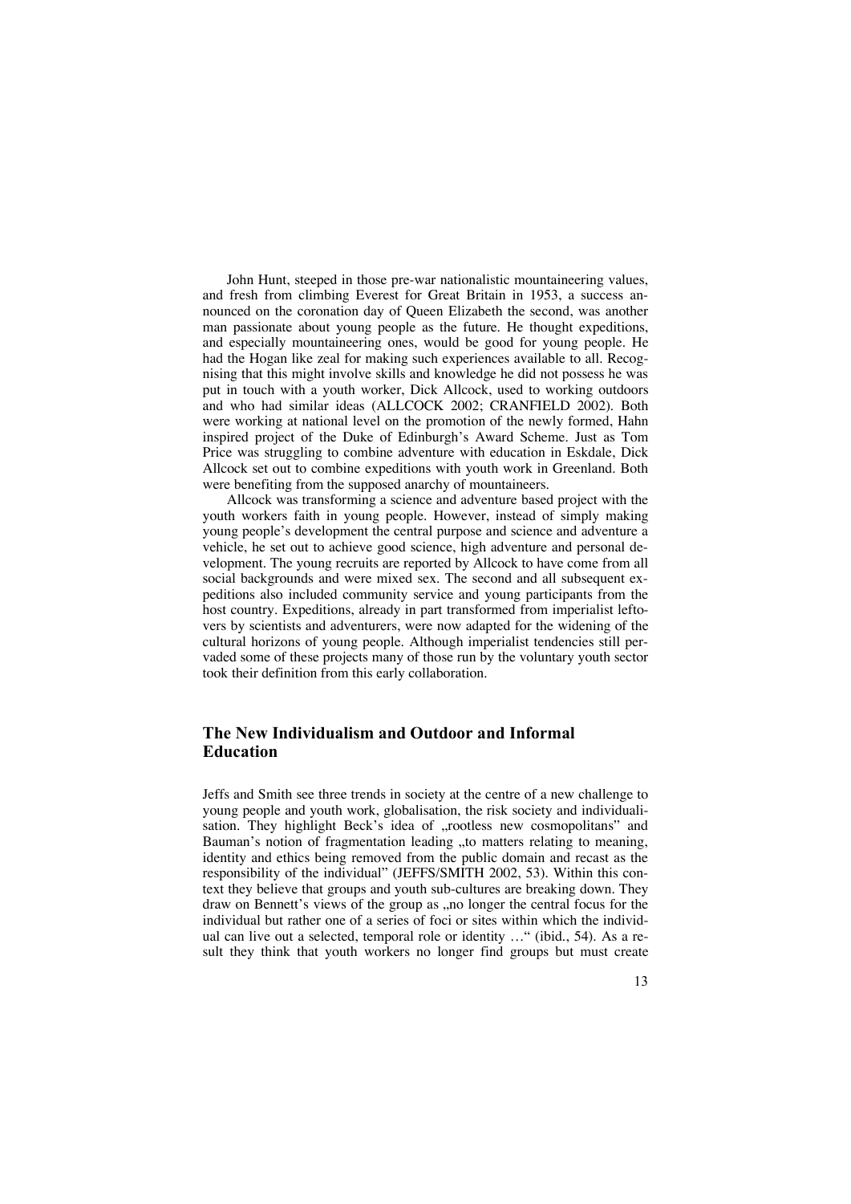John Hunt, steeped in those pre-war nationalistic mountaineering values, and fresh from climbing Everest for Great Britain in 1953, a success announced on the coronation day of Queen Elizabeth the second, was another man passionate about young people as the future. He thought expeditions, and especially mountaineering ones, would be good for young people. He had the Hogan like zeal for making such experiences available to all. Recognising that this might involve skills and knowledge he did not possess he was put in touch with a youth worker, Dick Allcock, used to working outdoors and who had similar ideas (ALLCOCK 2002; CRANFIELD 2002). Both were working at national level on the promotion of the newly formed, Hahn inspired project of the Duke of Edinburgh's Award Scheme. Just as Tom Price was struggling to combine adventure with education in Eskdale, Dick Allcock set out to combine expeditions with youth work in Greenland. Both were benefiting from the supposed anarchy of mountaineers.

Allcock was transforming a science and adventure based project with the youth workers faith in young people. However, instead of simply making young people's development the central purpose and science and adventure a vehicle, he set out to achieve good science, high adventure and personal development. The young recruits are reported by Allcock to have come from all social backgrounds and were mixed sex. The second and all subsequent expeditions also included community service and young participants from the host country. Expeditions, already in part transformed from imperialist leftovers by scientists and adventurers, were now adapted for the widening of the cultural horizons of young people. Although imperialist tendencies still pervaded some of these projects many of those run by the voluntary youth sector took their definition from this early collaboration.

## The New Individualism and Outdoor and Informal Education

Jeffs and Smith see three trends in society at the centre of a new challenge to young people and youth work, globalisation, the risk society and individualisation. They highlight Beck's idea of „rootless new cosmopolitans" and Bauman's notion of fragmentation leading „to matters relating to meaning, identity and ethics being removed from the public domain and recast as the responsibility of the individual" (JEFFS/SMITH 2002, 53). Within this context they believe that groups and youth sub-cultures are breaking down. They draw on Bennett's views of the group as „no longer the central focus for the individual but rather one of a series of foci or sites within which the individual can live out a selected, temporal role or identity …" (ibid., 54). As a result they think that youth workers no longer find groups but must create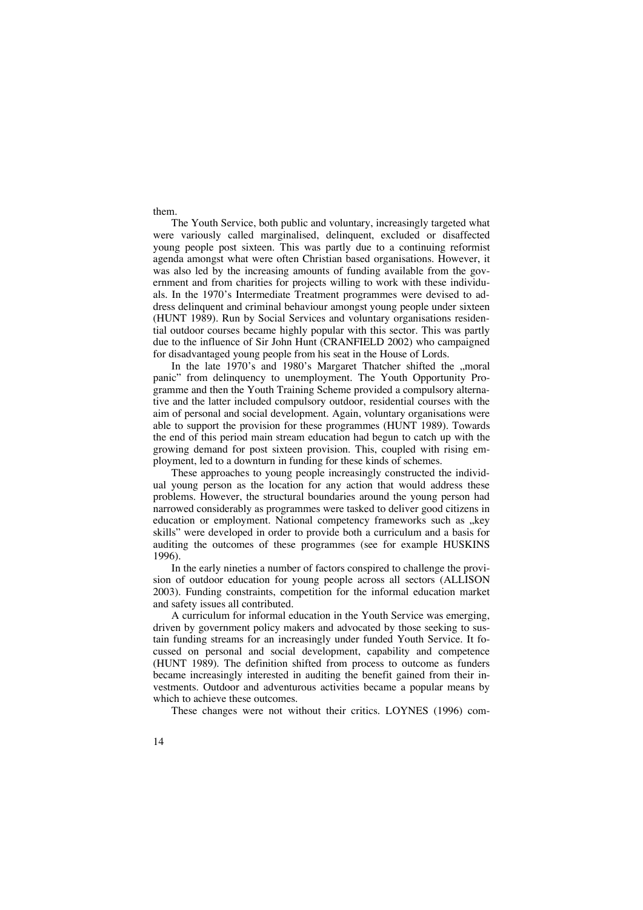them.

The Youth Service, both public and voluntary, increasingly targeted what were variously called marginalised, delinquent, excluded or disaffected young people post sixteen. This was partly due to a continuing reformist agenda amongst what were often Christian based organisations. However, it was also led by the increasing amounts of funding available from the government and from charities for projects willing to work with these individuals. In the 1970's Intermediate Treatment programmes were devised to address delinquent and criminal behaviour amongst young people under sixteen (HUNT 1989). Run by Social Services and voluntary organisations residential outdoor courses became highly popular with this sector. This was partly due to the influence of Sir John Hunt (CRANFIELD 2002) who campaigned for disadvantaged young people from his seat in the House of Lords.

In the late 1970's and 1980's Margaret Thatcher shifted the „moral panic" from delinquency to unemployment. The Youth Opportunity Programme and then the Youth Training Scheme provided a compulsory alternative and the latter included compulsory outdoor, residential courses with the aim of personal and social development. Again, voluntary organisations were able to support the provision for these programmes (HUNT 1989). Towards the end of this period main stream education had begun to catch up with the growing demand for post sixteen provision. This, coupled with rising employment, led to a downturn in funding for these kinds of schemes.

These approaches to young people increasingly constructed the individual young person as the location for any action that would address these problems. However, the structural boundaries around the young person had narrowed considerably as programmes were tasked to deliver good citizens in education or employment. National competency frameworks such as „key skills" were developed in order to provide both a curriculum and a basis for auditing the outcomes of these programmes (see for example HUSKINS 1996).

In the early nineties a number of factors conspired to challenge the provision of outdoor education for young people across all sectors (ALLISON 2003). Funding constraints, competition for the informal education market and safety issues all contributed.

A curriculum for informal education in the Youth Service was emerging, driven by government policy makers and advocated by those seeking to sustain funding streams for an increasingly under funded Youth Service. It focussed on personal and social development, capability and competence (HUNT 1989). The definition shifted from process to outcome as funders became increasingly interested in auditing the benefit gained from their investments. Outdoor and adventurous activities became a popular means by which to achieve these outcomes.

These changes were not without their critics. LOYNES (1996) com-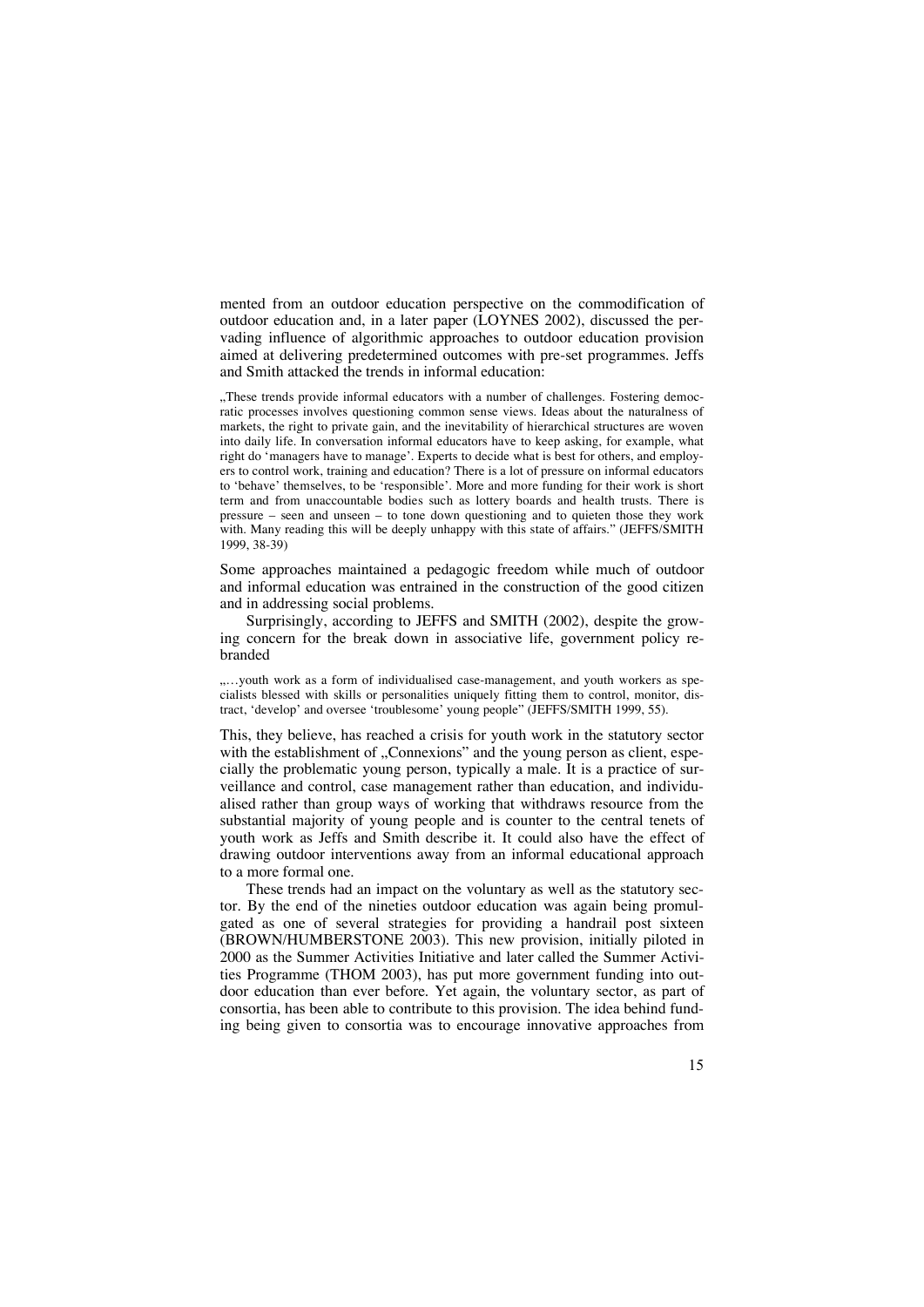mented from an outdoor education perspective on the commodification of outdoor education and, in a later paper (LOYNES 2002), discussed the pervading influence of algorithmic approaches to outdoor education provision aimed at delivering predetermined outcomes with pre-set programmes. Jeffs and Smith attacked the trends in informal education:

> „These trends provide informal educators with a number of challenges. Fostering democratic processes involves questioning common sense views. Ideas about the naturalness of markets, the right to private gain, and the inevitability of hierarchical structures are woven into daily life. In conversation informal educators have to keep asking, for example, what right do 'managers have to manage'. Experts to decide what is best for others, and employers to control work, training and education? There is a lot of pressure on informal educators to 'behave' themselves, to be 'responsible'. More and more funding for their work is short term and from unaccountable bodies such as lottery boards and health trusts. There is pressure – seen and unseen – to tone down questioning and to quieten those they work with. Many reading this will be deeply unhappy with this state of affairs." (JEFFS/SMITH 1999, 38-39)

Some approaches maintained a pedagogic freedom while much of outdoor and informal education was entrained in the construction of the good citizen and in addressing social problems.

Surprisingly, according to JEFFS and SMITH (2002), despite the growing concern for the break down in associative life, government policy rebranded

> „…youth work as a form of individualised case-management, and youth workers as specialists blessed with skills or personalities uniquely fitting them to control, monitor, distract, 'develop' and oversee 'troublesome' young people" (JEFFS/SMITH 1999, 55).

This, they believe, has reached a crisis for youth work in the statutory sector with the establishment of „Connexions" and the young person as client, especially the problematic young person, typically a male. It is a practice of surveillance and control, case management rather than education, and individualised rather than group ways of working that withdraws resource from the substantial majority of young people and is counter to the central tenets of youth work as Jeffs and Smith describe it. It could also have the effect of drawing outdoor interventions away from an informal educational approach to a more formal one.

These trends had an impact on the voluntary as well as the statutory sector. By the end of the nineties outdoor education was again being promulgated as one of several strategies for providing a handrail post sixteen (BROWN/HUMBERSTONE 2003). This new provision, initially piloted in 2000 as the Summer Activities Initiative and later called the Summer Activities Programme (THOM 2003), has put more government funding into outdoor education than ever before. Yet again, the voluntary sector, as part of consortia, has been able to contribute to this provision. The idea behind funding being given to consortia was to encourage innovative approaches from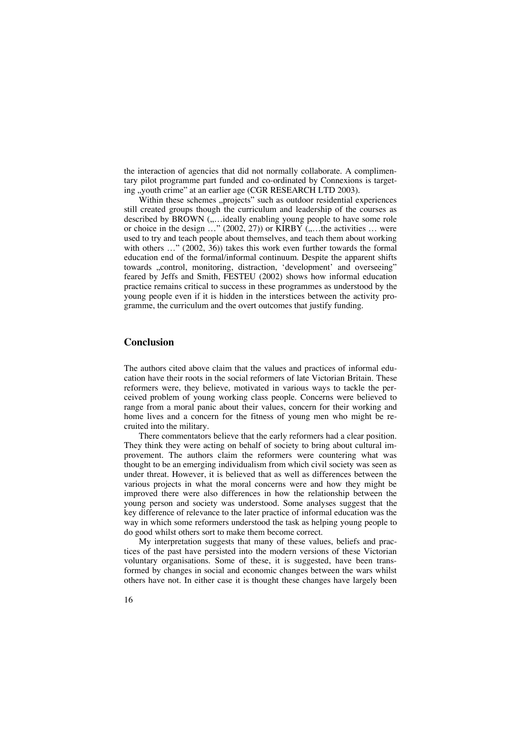the interaction of agencies that did not normally collaborate. A complimentary pilot programme part funded and co-ordinated by Connexions is targeting „youth crime" at an earlier age (CGR RESEARCH LTD 2003).

Within these schemes „projects" such as outdoor residential experiences still created groups though the curriculum and leadership of the courses as described by BROWN („…ideally enabling young people to have some role or choice in the design …" (2002, 27)) or KIRBY („…the activities … were used to try and teach people about themselves, and teach them about working with others …" (2002, 36)) takes this work even further towards the formal education end of the formal/informal continuum. Despite the apparent shifts towards „control, monitoring, distraction, 'development' and overseeing" feared by Jeffs and Smith, FESTEU (2002) shows how informal education practice remains critical to success in these programmes as understood by the young people even if it is hidden in the interstices between the activity programme, the curriculum and the overt outcomes that justify funding.

## Conclusion

The authors cited above claim that the values and practices of informal education have their roots in the social reformers of late Victorian Britain. These reformers were, they believe, motivated in various ways to tackle the perceived problem of young working class people. Concerns were believed to range from a moral panic about their values, concern for their working and home lives and a concern for the fitness of young men who might be recruited into the military.

There commentators believe that the early reformers had a clear position. They think they were acting on behalf of society to bring about cultural improvement. The authors claim the reformers were countering what was thought to be an emerging individualism from which civil society was seen as under threat. However, it is believed that as well as differences between the various projects in what the moral concerns were and how they might be improved there were also differences in how the relationship between the young person and society was understood. Some analyses suggest that the key difference of relevance to the later practice of informal education was the way in which some reformers understood the task as helping young people to do good whilst others sort to make them become correct.

My interpretation suggests that many of these values, beliefs and practices of the past have persisted into the modern versions of these Victorian voluntary organisations. Some of these, it is suggested, have been transformed by changes in social and economic changes between the wars whilst others have not. In either case it is thought these changes have largely been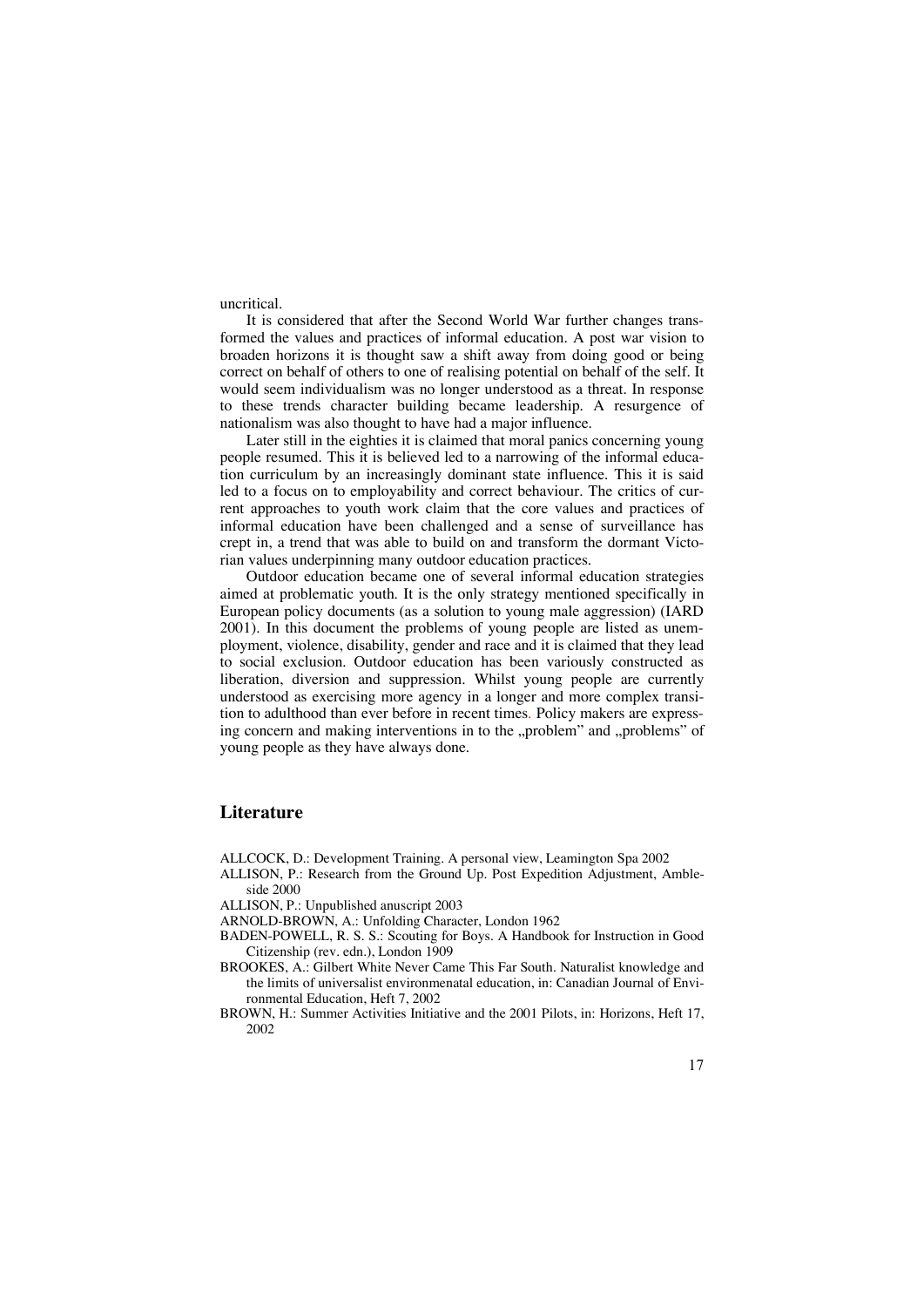uncritical.

It is considered that after the Second World War further changes transformed the values and practices of informal education. A post war vision to broaden horizons it is thought saw a shift away from doing good or being correct on behalf of others to one of realising potential on behalf of the self. It would seem individualism was no longer understood as a threat. In response to these trends character building became leadership. A resurgence of nationalism was also thought to have had a major influence.

Later still in the eighties it is claimed that moral panics concerning young people resumed. This it is believed led to a narrowing of the informal education curriculum by an increasingly dominant state influence. This it is said led to a focus on to employability and correct behaviour. The critics of current approaches to youth work claim that the core values and practices of informal education have been challenged and a sense of surveillance has crept in, a trend that was able to build on and transform the dormant Victorian values underpinning many outdoor education practices.

Outdoor education became one of several informal education strategies aimed at problematic youth. It is the only strategy mentioned specifically in European policy documents (as a solution to young male aggression) (IARD 2001). In this document the problems of young people are listed as unemployment, violence, disability, gender and race and it is claimed that they lead to social exclusion. Outdoor education has been variously constructed as liberation, diversion and suppression. Whilst young people are currently understood as exercising more agency in a longer and more complex transition to adulthood than ever before in recent times. Policy makers are expressing concern and making interventions in to the „problem" and „problems" of young people as they have always done.

## Literature

ALLCOCK, D.: Development Training. A personal view, Leamington Spa 2002

ALLISON, P.: Research from the Ground Up. Post Expedition Adjustment, Ambleside 2000

ALLISON, P.: Unpublished anuscript 2003

ARNOLD-BROWN, A.: Unfolding Character, London 1962

BADEN-POWELL, R. S. S.: Scouting for Boys. A Handbook for Instruction in Good Citizenship (rev. edn.), London 1909

BROOKES, A.: Gilbert White Never Came This Far South. Naturalist knowledge and the limits of universalist environmenatal education, in: Canadian Journal of Environmental Education, Heft 7, 2002

BROWN, H.: Summer Activities Initiative and the 2001 Pilots, in: Horizons, Heft 17, 2002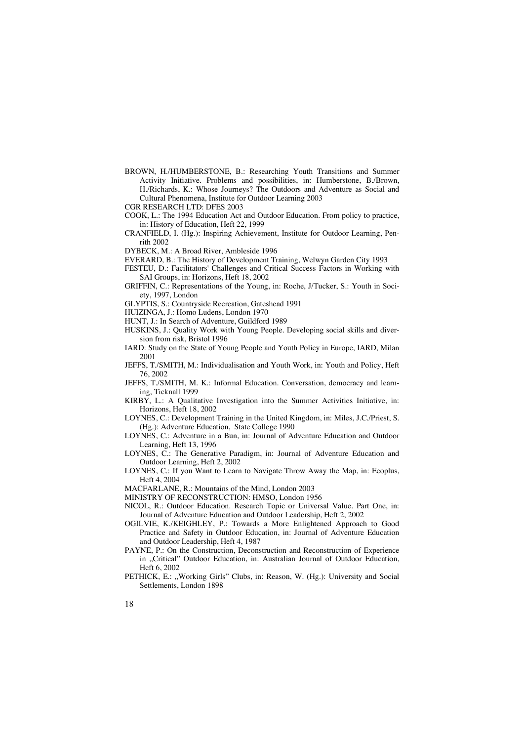BROWN, H./HUMBERSTONE, B.: Researching Youth Transitions and Summer Activity Initiative. Problems and possibilities, in: Humberstone, B./Brown, H./Richards, K.: Whose Journeys? The Outdoors and Adventure as Social and Cultural Phenomena, Institute for Outdoor Learning 2003

CGR RESEARCH LTD: DFES 2003

COOK, L.: The 1994 Education Act and Outdoor Education. From policy to practice, in: History of Education, Heft 22, 1999

CRANFIELD, I. (Hg.): Inspiring Achievement, Institute for Outdoor Learning, Penrith 2002

DYBECK, M.: A Broad River, Ambleside 1996

EVERARD, B.: The History of Development Training, Welwyn Garden City 1993

FESTEU, D.: Facilitators' Challenges and Critical Success Factors in Working with SAI Groups, in: Horizons, Heft 18, 2002

GRIFFIN, C.: Representations of the Young, in: Roche, J/Tucker, S.: Youth in Society, 1997, London

GLYPTIS, S.: Countryside Recreation, Gateshead 1991

HUIZINGA, J.: Homo Ludens, London 1970

HUNT, J.: In Search of Adventure, Guildford 1989

HUSKINS, J.: Quality Work with Young People. Developing social skills and diversion from risk, Bristol 1996

IARD: Study on the State of Young People and Youth Policy in Europe, IARD, Milan 2001

JEFFS, T./SMITH, M.: Individualisation and Youth Work, in: Youth and Policy, Heft 76, 2002

JEFFS, T./SMITH, M. K.: Informal Education. Conversation, democracy and learning, Ticknall 1999

KIRBY, L.: A Qualitative Investigation into the Summer Activities Initiative, in: Horizons, Heft 18, 2002

LOYNES, C.: Development Training in the United Kingdom, in: Miles, J.C./Priest, S. (Hg.): Adventure Education, State College 1990

LOYNES, C.: Adventure in a Bun, in: Journal of Adventure Education and Outdoor Learning, Heft 13, 1996

LOYNES, C.: The Generative Paradigm, in: Journal of Adventure Education and Outdoor Learning, Heft 2, 2002

LOYNES, C.: If you Want to Learn to Navigate Throw Away the Map, in: Ecoplus, Heft 4, 2004

MACFARLANE, R.: Mountains of the Mind, London 2003

MINISTRY OF RECONSTRUCTION: HMSO, London 1956

NICOL, R.: Outdoor Education. Research Topic or Universal Value. Part One, in: Journal of Adventure Education and Outdoor Leadership, Heft 2, 2002

OGILVIE, K./KEIGHLEY, P.: Towards a More Enlightened Approach to Good Practice and Safety in Outdoor Education, in: Journal of Adventure Education and Outdoor Leadership, Heft 4, 1987

PAYNE, P.: On the Construction, Deconstruction and Reconstruction of Experience in „Critical" Outdoor Education, in: Australian Journal of Outdoor Education, Heft 6, 2002

PETHICK, E.: „Working Girls" Clubs, in: Reason, W. (Hg.): University and Social Settlements, London 1898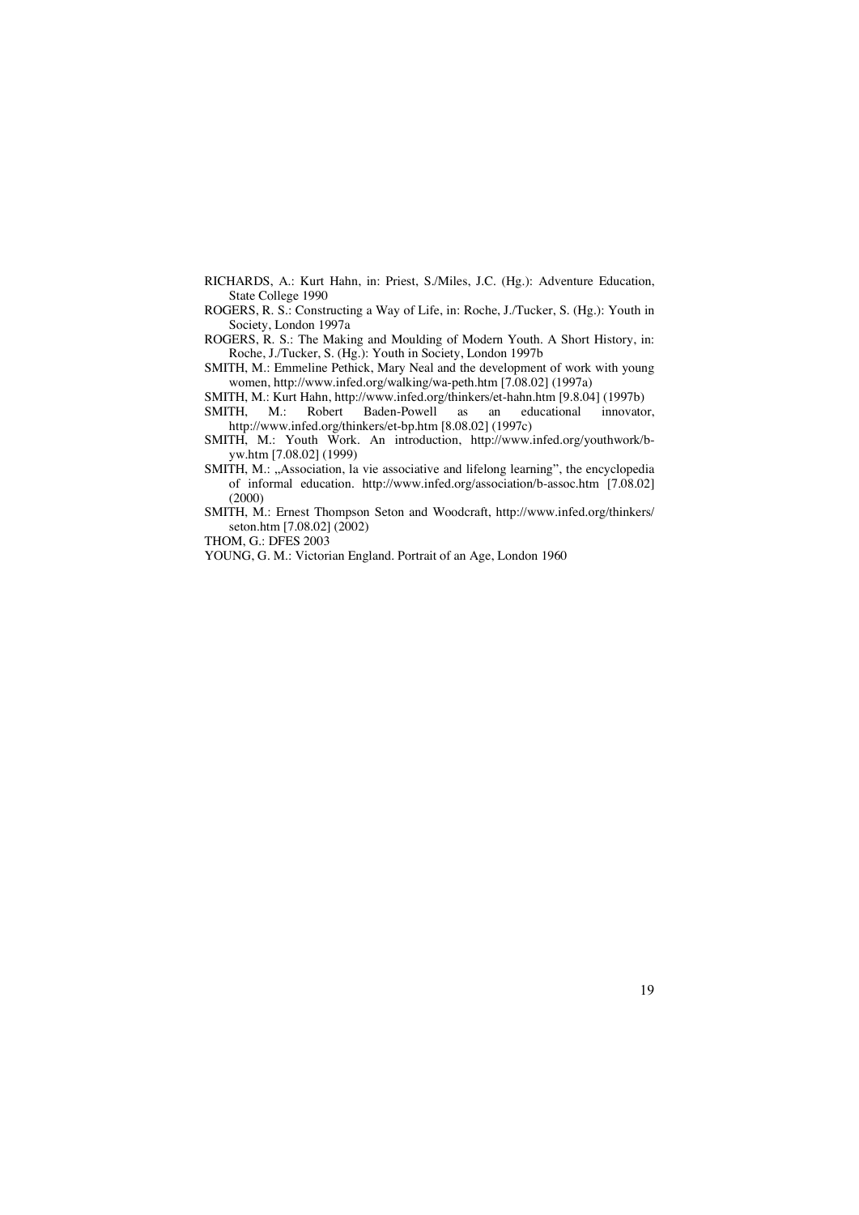RICHARDS, A.: Kurt Hahn, in: Priest, S./Miles, J.C. (Hg.): Adventure Education, State College 1990

ROGERS, R. S.: Constructing a Way of Life, in: Roche, J./Tucker, S. (Hg.): Youth in Society, London 1997a

ROGERS, R. S.: The Making and Moulding of Modern Youth. A Short History, in: Roche, J./Tucker, S. (Hg.): Youth in Society, London 1997b

SMITH, M.: Emmeline Pethick, Mary Neal and the development of work with young women, http://www.infed.org/walking/wa-peth.htm [7.08.02] (1997a)

SMITH, M.: Kurt Hahn, http://www.infed.org/thinkers/et-hahn.htm [9.8.04] (1997b)

SMITH, M.: Robert Baden-Powell as an educational innovator, http://www.infed.org/thinkers/et-bp.htm [8.08.02] (1997c)

SMITH, M.: Youth Work. An introduction, http://www.infed.org/youthwork/b-yw.htm [7.08.02] (1999)

SMITH, M.: „Association, la vie associative and lifelong learning", the encyclopedia of informal education. http://www.infed.org/association/b-assoc.htm [7.08.02] (2000)

SMITH, M.: Ernest Thompson Seton and Woodcraft, http://www.infed.org/thinkers/seton.htm [7.08.02] (2002)

THOM, G.: DFES 2003

YOUNG, G. M.: Victorian England. Portrait of an Age, London 1960